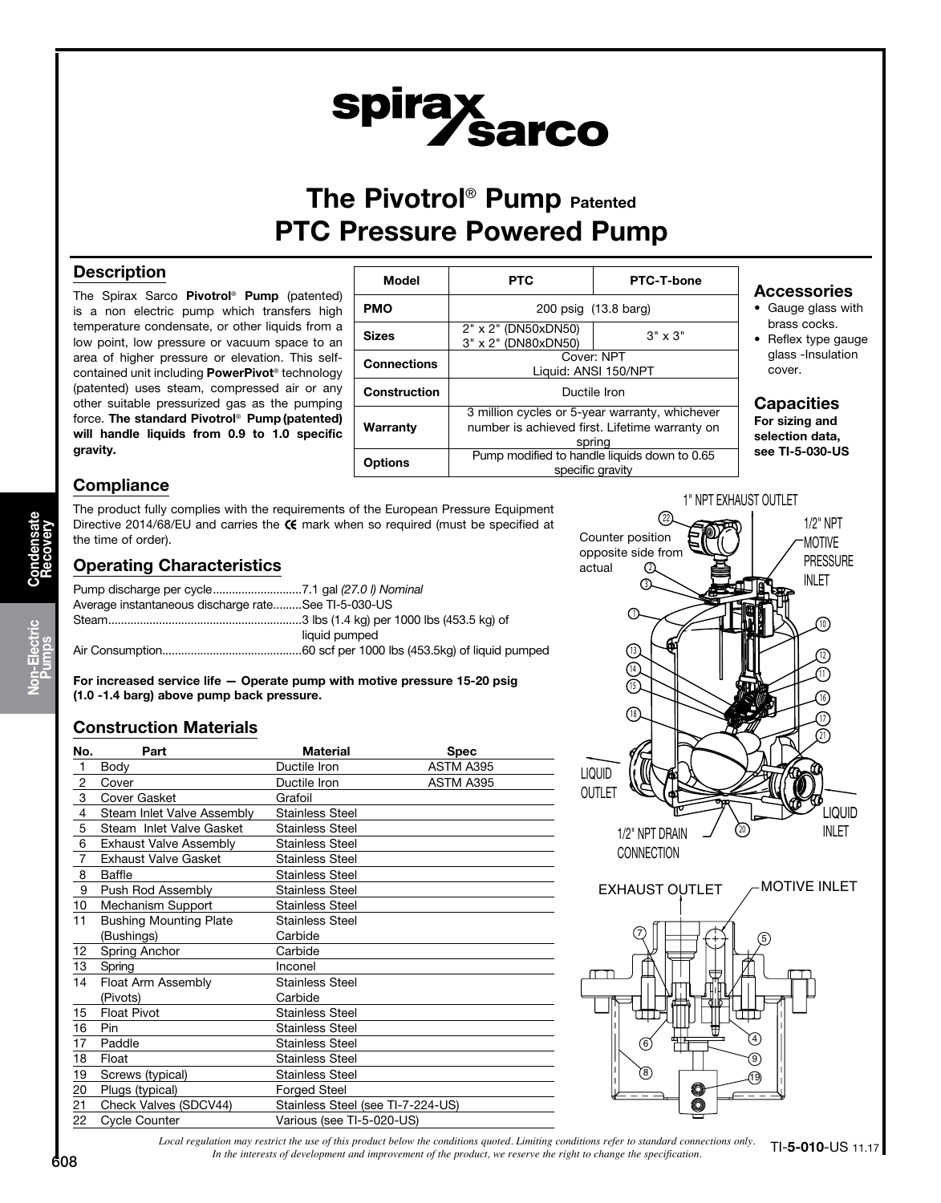# The Pivotrol® Pump Patented
# PTC Pressure Powered Pump

## Description

The Spirax Sarco **Pivotrol® Pump** (patented) is a non electric pump which transfers high temperature condensate, or other liquids from a low point, low pressure or vacuum space to an area of higher pressure or elevation. This self-contained unit including **PowerPivot®** technology (patented) uses steam, compressed air or any other suitable pressurized gas as the pumping force. **The standard Pivotrol® Pump (patented) will handle liquids from 0.9 to 1.0 specific gravity.**

| Model | PTC | PTC-T-bone |
|---|---|---|
| PMO | 200 psig (13.8 barg) | |
| Sizes | 2" x 2" (DN50xDN50) 3" x 2" (DN80xDN50) | 3" x 3" |
| Connections | Cover: NPT Liquid: ANSI 150/NPT | |
| Construction | Ductile Iron | |
| Warranty | 3 million cycles or 5-year warranty, whichever number is achieved first. Lifetime warranty on spring | |
| Options | Pump modified to handle liquids down to 0.65 specific gravity | |

## Accessories

- Gauge glass with brass cocks.
- Reflex type gauge glass -Insulation cover.

## Capacities

**For sizing and selection data, see TI-5-030-US**

## Compliance

The product fully complies with the requirements of the European Pressure Equipment Directive 2014/68/EU and carries the CE mark when so required (must be specified at the time of order).

## Operating Characteristics

Pump discharge per cycle............................7.1 gal *(27.0 l) Nominal*
Average instantaneous discharge rate.........See TI-5-030-US
Steam............................................................3 lbs (1.4 kg) per 1000 lbs (453.5 kg) of liquid pumped
Air Consumption...........................................60 scf per 1000 lbs (453.5kg) of liquid pumped

**For increased service life — Operate pump with motive pressure 15-20 psig (1.0 -1.4 barg) above pump back pressure.**

## Construction Materials

| No. | Part | Material | Spec |
|---|---|---|---|
| 1 | Body | Ductile Iron | ASTM A395 |
| 2 | Cover | Ductile Iron | ASTM A395 |
| 3 | Cover Gasket | Grafoil | |
| 4 | Steam Inlet Valve Assembly | Stainless Steel | |
| 5 | Steam Inlet Valve Gasket | Stainless Steel | |
| 6 | Exhaust Valve Assembly | Stainless Steel | |
| 7 | Exhaust Valve Gasket | Stainless Steel | |
| 8 | Baffle | Stainless Steel | |
| 9 | Push Rod Assembly | Stainless Steel | |
| 10 | Mechanism Support | Stainless Steel | |
| 11 | Bushing Mounting Plate (Bushings) | Stainless Steel Carbide | |
| 12 | Spring Anchor | Carbide | |
| 13 | Spring | Inconel | |
| 14 | Float Arm Assembly (Pivots) | Stainless Steel Carbide | |
| 15 | Float Pivot | Stainless Steel | |
| 16 | Pin | Stainless Steel | |
| 17 | Paddle | Stainless Steel | |
| 18 | Float | Stainless Steel | |
| 19 | Screws (typical) | Stainless Steel | |
| 20 | Plugs (typical) | Forged Steel | |
| 21 | Check Valves (SDCV44) | Stainless Steel (see TI-7-224-US) | |
| 22 | Cycle Counter | Various (see TI-5-020-US) | |

1" NPT EXHAUST OUTLET
Counter position opposite side from actual
1/2" NPT MOTIVE PRESSURE INLET
LIQUID OUTLET
LIQUID INLET
1/2" NPT DRAIN CONNECTION
EXHAUST OUTLET
MOTIVE INLET

*Local regulation may restrict the use of this product below the conditions quoted. Limiting conditions refer to standard connections only. In the interests of development and improvement of the product, we reserve the right to change the specification.*

TI-5-010-US 11.17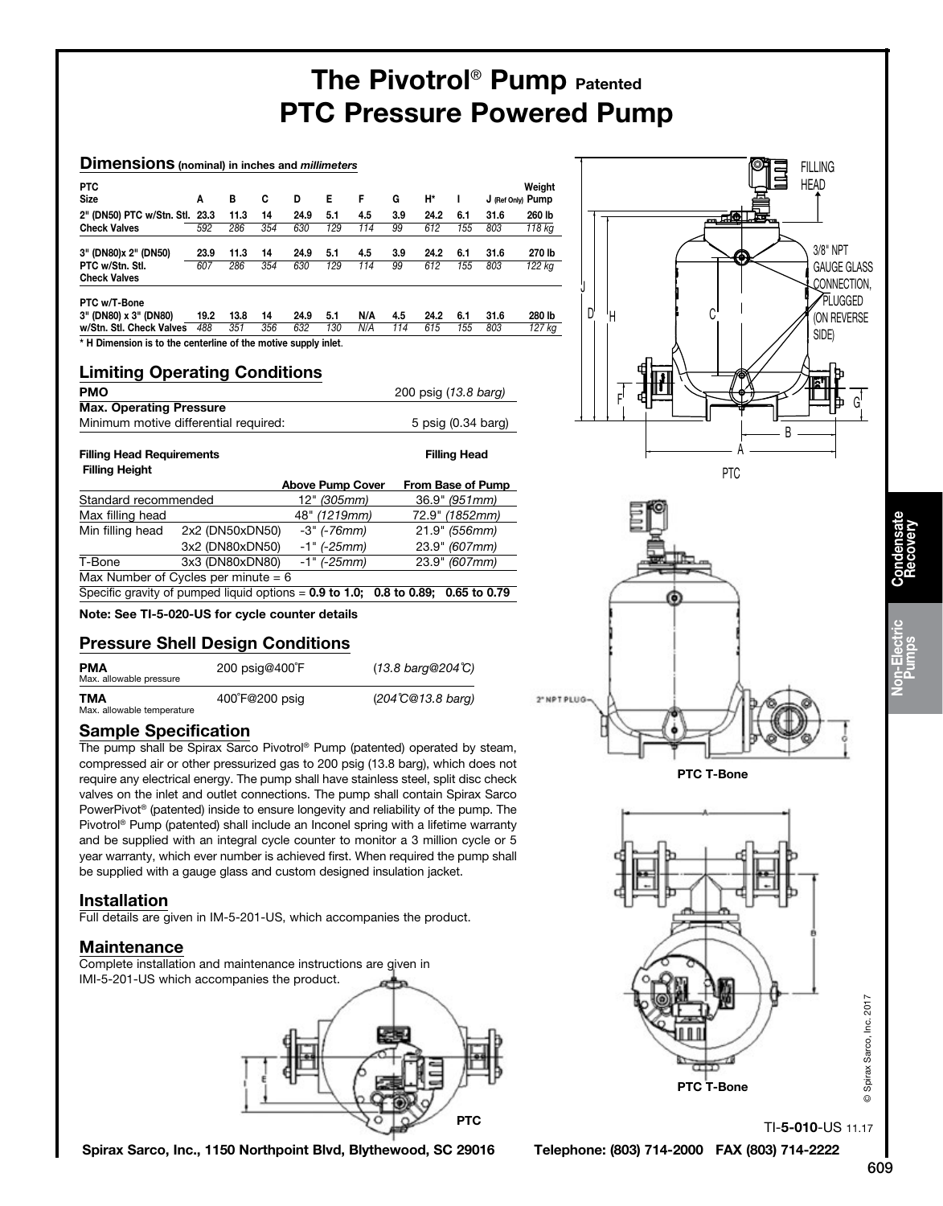# The Pivotrol® Pump Patented
# PTC Pressure Powered Pump

## Dimensions (nominal) in inches and *millimeters*

| PTC Size | A | B | C | D | E | F | G | H* | I | J (Ref Only) | Weight Pump |
|---|---|---|---|---|---|---|---|---|---|---|---|
| 2" (DN50) PTC w/Stn. Stl. Check Valves | 23.3 | 11.3 | 14 | 24.9 | 5.1 | 4.5 | 3.9 | 24.2 | 6.1 | 31.6 | 260 lb |
| | *592* | *286* | *354* | *630* | *129* | *114* | *99* | *612* | *155* | *803* | *118 kg* |
| 3" (DN80)x 2" (DN50) PTC w/Stn. Stl. Check Valves | 23.9 | 11.3 | 14 | 24.9 | 5.1 | 4.5 | 3.9 | 24.2 | 6.1 | 31.6 | 270 lb |
| | *607* | *286* | *354* | *630* | *129* | *114* | *99* | *612* | *155* | *803* | *122 kg* |
| PTC w/T-Bone 3" (DN80) x 3" (DN80) w/Stn. Stl. Check Valves | 19.2 | 13.8 | 14 | 24.9 | 5.1 | N/A | 4.5 | 24.2 | 6.1 | 31.6 | 280 lb |
| | *488* | *351* | *356* | *632* | *130* | *N/A* | *114* | *615* | *155* | *803* | *127 kg* |

\* H Dimension is to the centerline of the motive supply inlet.

## Limiting Operating Conditions

| | |
|---|---|
| **PMO** | 200 psig (*13.8 barg*) |
| **Max. Operating Pressure** | |
| Minimum motive differential required: | 5 psig (0.34 barg) |

**Filling Head Requirements** — **Filling Head**

**Filling Height**

| | | Above Pump Cover | From Base of Pump |
|---|---|---|---|
| Standard recommended | | 12" *(305mm)* | 36.9" *(951mm)* |
| Max filling head | | 48" *(1219mm)* | 72.9" *(1852mm)* |
| Min filling head | 2x2 (DN50xDN50) | -3" *(-76mm)* | 21.9" *(556mm)* |
| | 3x2 (DN80xDN50) | -1" *(-25mm)* | 23.9" *(607mm)* |
| T-Bone | 3x3 (DN80xDN80) | -1" *(-25mm)* | 23.9" *(607mm)* |

Max Number of Cycles per minute = 6

Specific gravity of pumped liquid options = **0.9 to 1.0; 0.8 to 0.89; 0.65 to 0.79**

**Note: See TI-5-020-US for cycle counter details**

## Pressure Shell Design Conditions

| | | |
|---|---|---|
| **PMA** Max. allowable pressure | 200 psig@400°F | (*13.8 barg@204°C*) |
| **TMA** Max. allowable temperature | 400°F@200 psig | (*204°C@13.8 barg*) |

## Sample Specification

The pump shall be Spirax Sarco Pivotrol® Pump (patented) operated by steam, compressed air or other pressurized gas to 200 psig (13.8 barg), which does not require any electrical energy. The pump shall have stainless steel, split disc check valves on the inlet and outlet connections. The pump shall contain Spirax Sarco PowerPivot® (patented) inside to ensure longevity and reliability of the pump. The Pivotrol® Pump (patented) shall include an Inconel spring with a lifetime warranty and be supplied with an integral cycle counter to monitor a 3 million cycle or 5 year warranty, which ever number is achieved first. When required the pump shall be supplied with a gauge glass and custom designed insulation jacket.

## Installation

Full details are given in IM-5-201-US, which accompanies the product.

## Maintenance

Complete installation and maintenance instructions are given in IMI-5-201-US which accompanies the product.

FILLING HEAD

3/8" NPT GAUGE GLASS CONNECTION, PLUGGED (ON REVERSE SIDE)

PTC

2" NPT PLUG

PTC T-Bone

PTC T-Bone

PTC

Condensate Recovery

Non-Electric Pumps

© Spirax Sarco, Inc. 2017

TI-5-010-US 11.17

Spirax Sarco, Inc., 1150 Northpoint Blvd, Blythewood, SC 29016 Telephone: (803) 714-2000 FAX (803) 714-2222